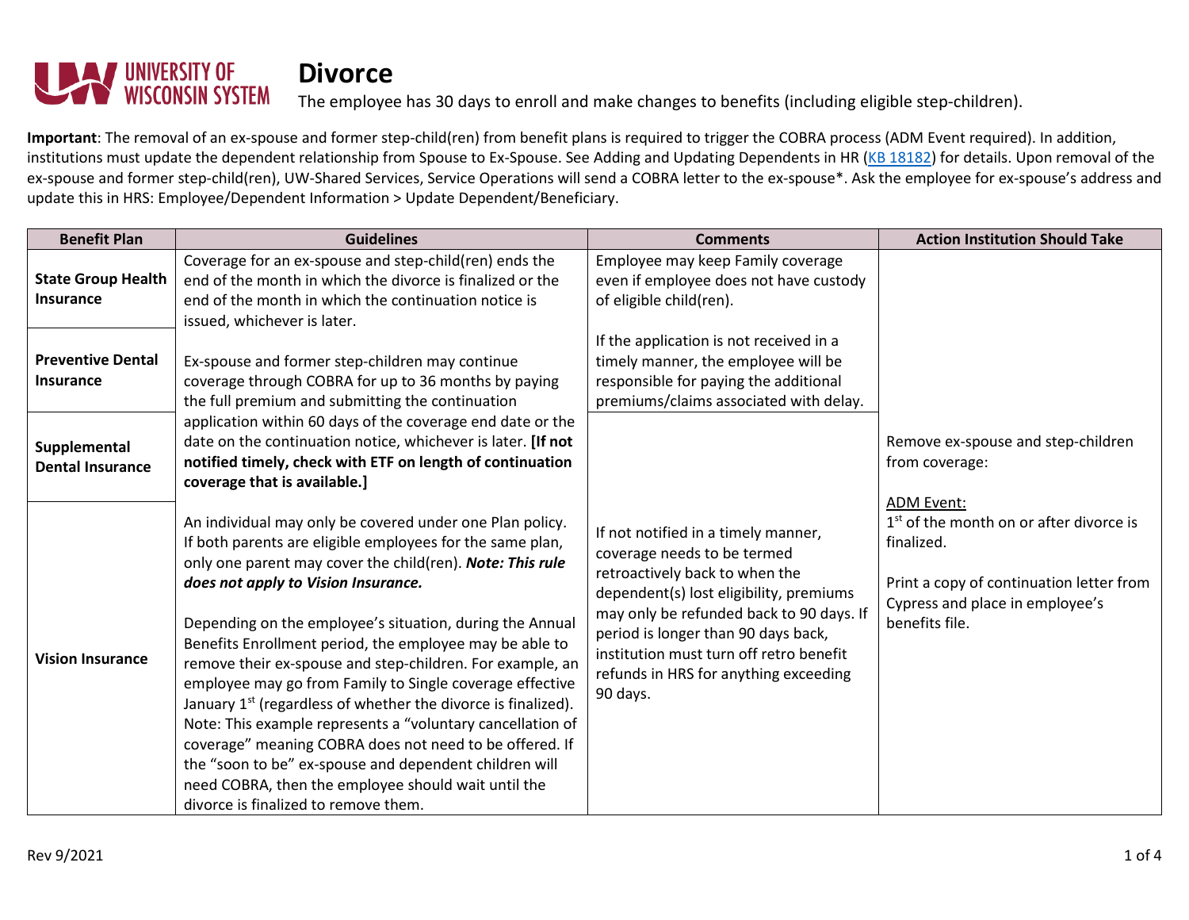# Divorce

The employee has 30 days to enroll and make changes to benefits (including eligible step-children).

**Important**: The removal of an ex-spouse and former step-child(ren) from benefit plans is required to trigger the COBRA process (ADM Event required). In addition, institutions must update the dependent relationship from Spouse to Ex-Spouse. See Adding and Updating Dependents in HR (KB 18182) for details. Upon removal of the ex-spouse and former step-child(ren), UW-Shared Services, Service Operations will send a COBRA letter to the ex-spouse*. Ask the employee for ex-spouse's address and update this in HRS: Employee/Dependent Information > Update Dependent/Beneficiary.

| Benefit Plan | Guidelines | Comments | Action Institution Should Take |
|---|---|---|---|
| **State Group Health Insurance**<br><br>**Preventive Dental Insurance**<br><br>**Supplemental Dental Insurance**<br><br>**Vision Insurance** | Coverage for an ex-spouse and step-child(ren) ends the end of the month in which the divorce is finalized or the end of the month in which the continuation notice is issued, whichever is later.<br><br>Ex-spouse and former step-children may continue coverage through COBRA for up to 36 months by paying the full premium and submitting the continuation application within 60 days of the coverage end date or the date on the continuation notice, whichever is later. **[If not notified timely, check with ETF on length of continuation coverage that is available.]**<br><br>An individual may only be covered under one Plan policy. If both parents are eligible employees for the same plan, only one parent may cover the child(ren). ***Note: This rule does not apply to Vision Insurance.***<br><br>Depending on the employee's situation, during the Annual Benefits Enrollment period, the employee may be able to remove their ex-spouse and step-children. For example, an employee may go from Family to Single coverage effective January 1st (regardless of whether the divorce is finalized). Note: This example represents a "voluntary cancellation of coverage" meaning COBRA does not need to be offered. If the "soon to be" ex-spouse and dependent children will need COBRA, then the employee should wait until the divorce is finalized to remove them. | Employee may keep Family coverage even if employee does not have custody of eligible child(ren).<br><br>If the application is not received in a timely manner, the employee will be responsible for paying the additional premiums/claims associated with delay.<br><br>If not notified in a timely manner, coverage needs to be termed retroactively back to when the dependent(s) lost eligibility, premiums may only be refunded back to 90 days. If period is longer than 90 days back, institution must turn off retro benefit refunds in HRS for anything exceeding 90 days. | Remove ex-spouse and step-children from coverage:<br><br>ADM Event:<br>1st of the month on or after divorce is finalized.<br><br>Print a copy of continuation letter from Cypress and place in employee's benefits file. |

Rev 9/2021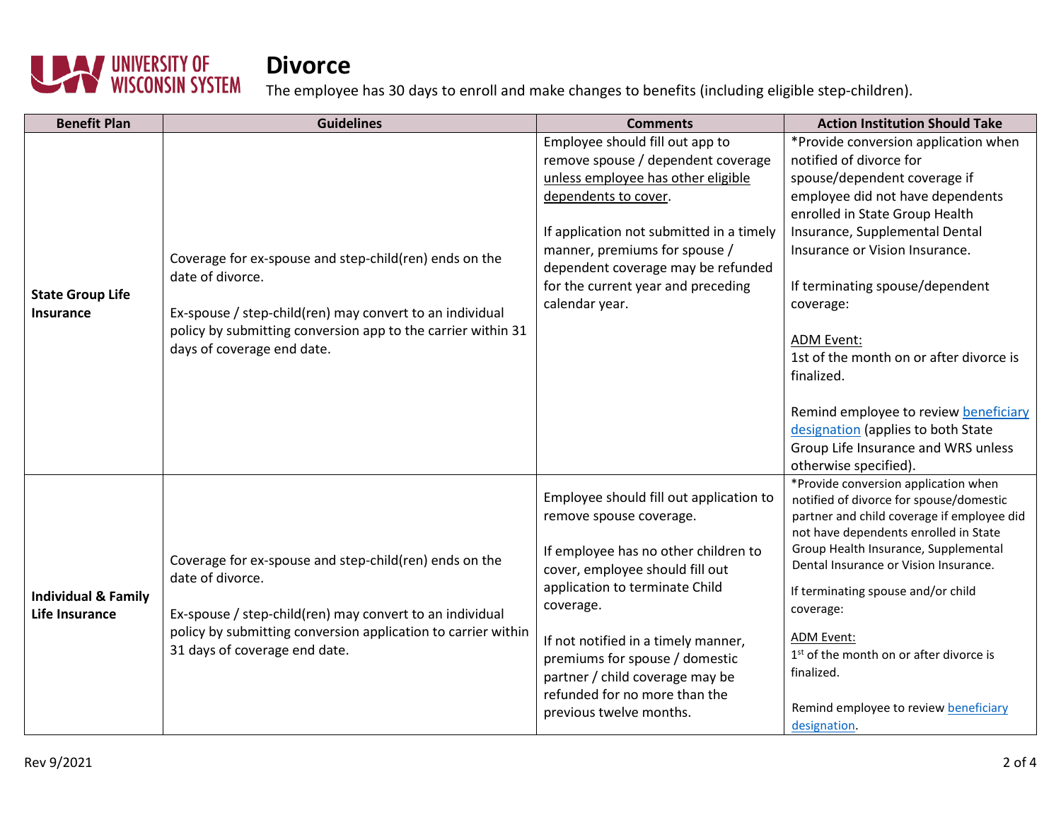# Divorce

The employee has 30 days to enroll and make changes to benefits (including eligible step-children).

| Benefit Plan | Guidelines | Comments | Action Institution Should Take |
|---|---|---|---|
| **State Group Life Insurance** | Coverage for ex-spouse and step-child(ren) ends on the date of divorce.<br><br>Ex-spouse / step-child(ren) may convert to an individual policy by submitting conversion app to the carrier within 31 days of coverage end date. | Employee should fill out app to remove spouse / dependent coverage unless employee has other eligible dependents to cover.<br><br>If application not submitted in a timely manner, premiums for spouse / dependent coverage may be refunded for the current year and preceding calendar year. | *Provide conversion application when notified of divorce for spouse/dependent coverage if employee did not have dependents enrolled in State Group Health Insurance, Supplemental Dental Insurance or Vision Insurance.<br><br>If terminating spouse/dependent coverage:<br><br>ADM Event:<br>1st of the month on or after divorce is finalized.<br><br>Remind employee to review beneficiary designation (applies to both State Group Life Insurance and WRS unless otherwise specified). |
| **Individual & Family Life Insurance** | Coverage for ex-spouse and step-child(ren) ends on the date of divorce.<br><br>Ex-spouse / step-child(ren) may convert to an individual policy by submitting conversion application to carrier within 31 days of coverage end date. | Employee should fill out application to remove spouse coverage.<br><br>If employee has no other children to cover, employee should fill out application to terminate Child coverage.<br><br>If not notified in a timely manner, premiums for spouse / domestic partner / child coverage may be refunded for no more than the previous twelve months. | *Provide conversion application when notified of divorce for spouse/domestic partner and child coverage if employee did not have dependents enrolled in State Group Health Insurance, Supplemental Dental Insurance or Vision Insurance.<br><br>If terminating spouse and/or child coverage:<br><br>ADM Event:<br>1st of the month on or after divorce is finalized.<br><br>Remind employee to review beneficiary designation. |

Rev 9/2021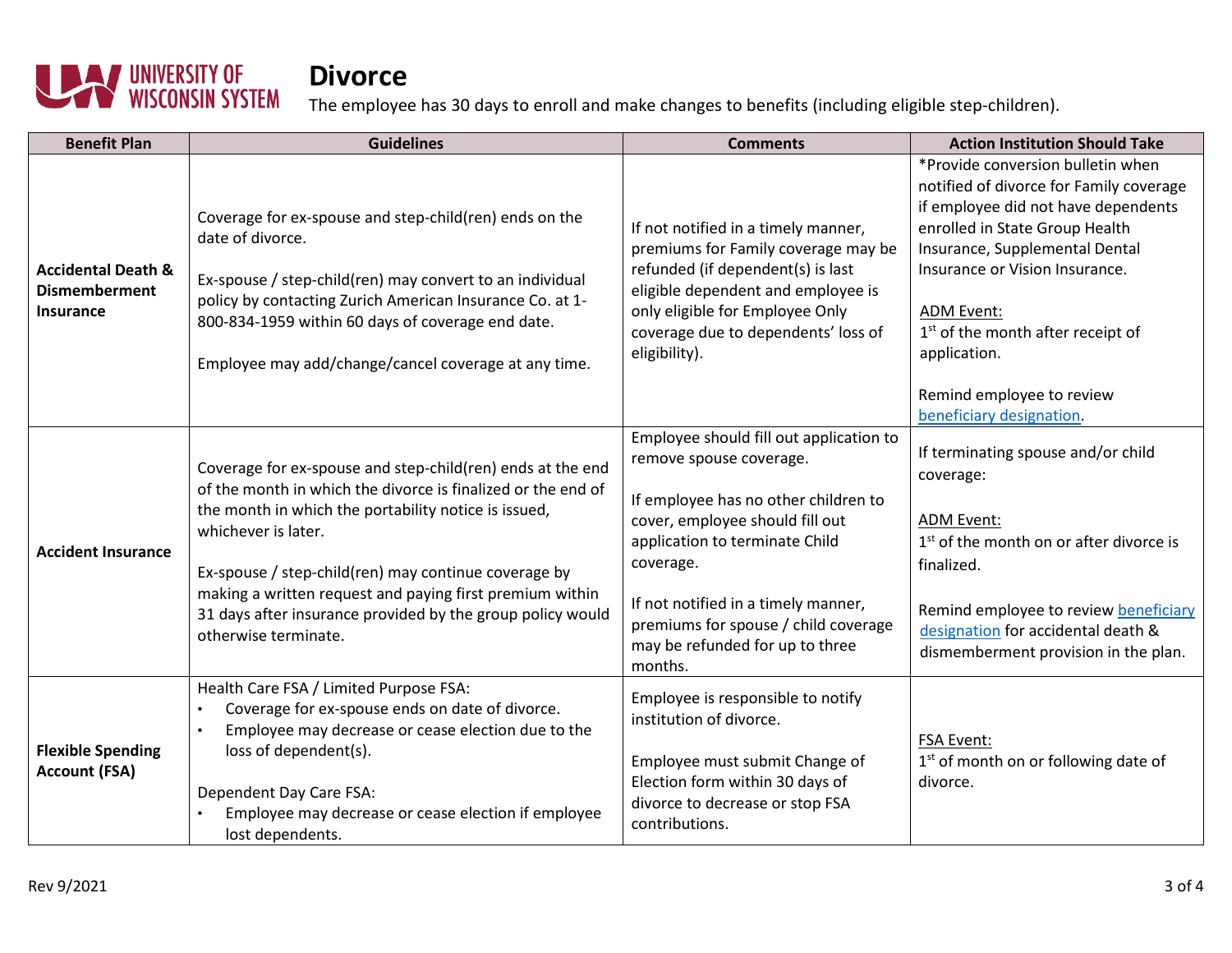# Divorce

The employee has 30 days to enroll and make changes to benefits (including eligible step-children).

| Benefit Plan | Guidelines | Comments | Action Institution Should Take |
|---|---|---|---|
| **Accidental Death & Dismemberment Insurance** | Coverage for ex-spouse and step-child(ren) ends on the date of divorce.<br><br>Ex-spouse / step-child(ren) may convert to an individual policy by contacting Zurich American Insurance Co. at 1-800-834-1959 within 60 days of coverage end date.<br><br>Employee may add/change/cancel coverage at any time. | If not notified in a timely manner, premiums for Family coverage may be refunded (if dependent(s) is last eligible dependent and employee is only eligible for Employee Only coverage due to dependents' loss of eligibility). | *Provide conversion bulletin when notified of divorce for Family coverage if employee did not have dependents enrolled in State Group Health Insurance, Supplemental Dental Insurance or Vision Insurance.<br><br>ADM Event:<br>1st of the month after receipt of application.<br><br>Remind employee to review beneficiary designation. |
| **Accident Insurance** | Coverage for ex-spouse and step-child(ren) ends at the end of the month in which the divorce is finalized or the end of the month in which the portability notice is issued, whichever is later.<br><br>Ex-spouse / step-child(ren) may continue coverage by making a written request and paying first premium within 31 days after insurance provided by the group policy would otherwise terminate. | Employee should fill out application to remove spouse coverage.<br><br>If employee has no other children to cover, employee should fill out application to terminate Child coverage.<br><br>If not notified in a timely manner, premiums for spouse / child coverage may be refunded for up to three months. | If terminating spouse and/or child coverage:<br><br>ADM Event:<br>1st of the month on or after divorce is finalized.<br><br>Remind employee to review beneficiary designation for accidental death & dismemberment provision in the plan. |
| **Flexible Spending Account (FSA)** | Health Care FSA / Limited Purpose FSA:<br>• Coverage for ex-spouse ends on date of divorce.<br>• Employee may decrease or cease election due to the loss of dependent(s).<br><br>Dependent Day Care FSA:<br>• Employee may decrease or cease election if employee lost dependents. | Employee is responsible to notify institution of divorce.<br><br>Employee must submit Change of Election form within 30 days of divorce to decrease or stop FSA contributions. | FSA Event:<br>1st of month on or following date of divorce. |

Rev 9/2021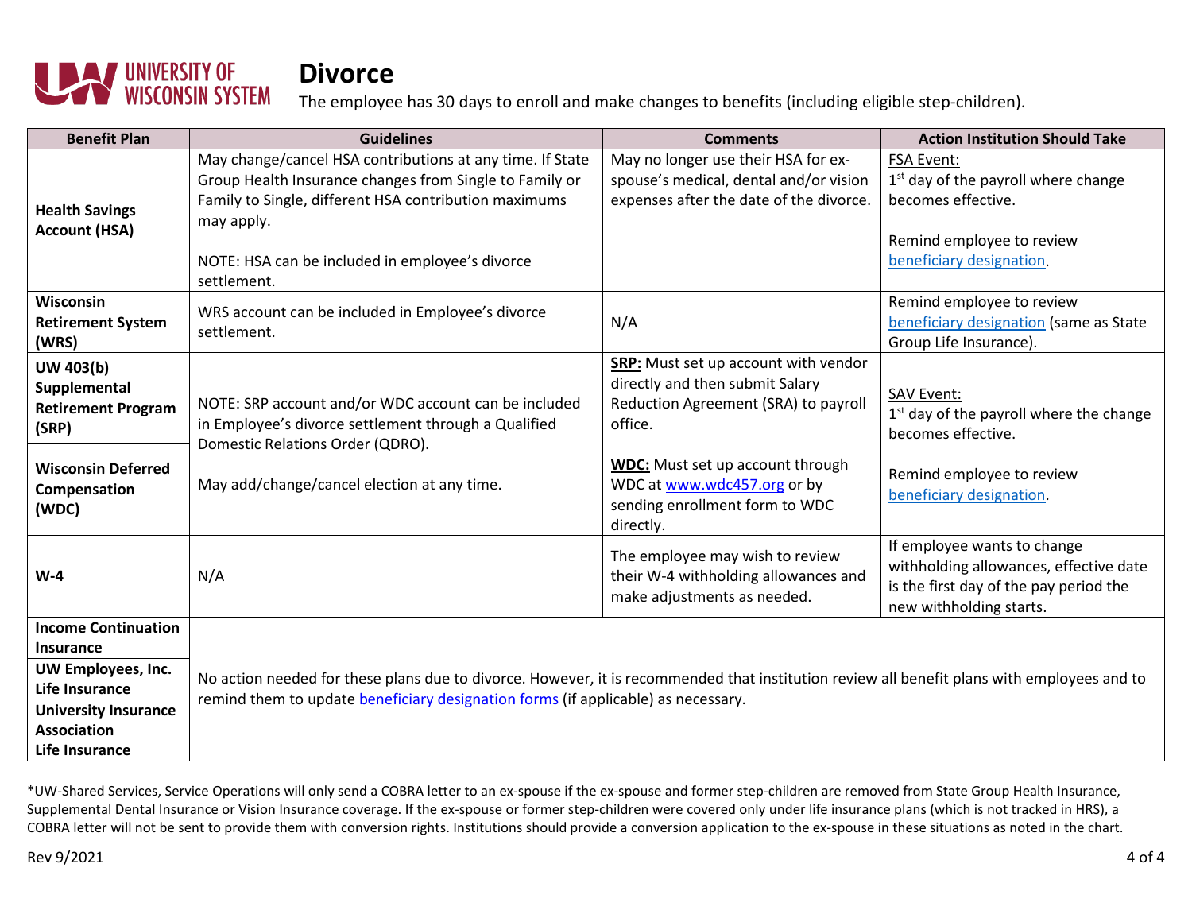# Divorce

The employee has 30 days to enroll and make changes to benefits (including eligible step-children).

| Benefit Plan | Guidelines | Comments | Action Institution Should Take |
|---|---|---|---|
| **Health Savings Account (HSA)** | May change/cancel HSA contributions at any time. If State Group Health Insurance changes from Single to Family or Family to Single, different HSA contribution maximums may apply.<br><br>NOTE: HSA can be included in employee's divorce settlement. | May no longer use their HSA for ex-spouse's medical, dental and/or vision expenses after the date of the divorce. | FSA Event:<br>1st day of the payroll where change becomes effective.<br><br>Remind employee to review beneficiary designation. |
| **Wisconsin Retirement System (WRS)** | WRS account can be included in Employee's divorce settlement. | N/A | Remind employee to review beneficiary designation (same as State Group Life Insurance). |
| **UW 403(b) Supplemental Retirement Program (SRP)**<br><br>**Wisconsin Deferred Compensation (WDC)** | NOTE: SRP account and/or WDC account can be included in Employee's divorce settlement through a Qualified Domestic Relations Order (QDRO).<br><br>May add/change/cancel election at any time. | **SRP:** Must set up account with vendor directly and then submit Salary Reduction Agreement (SRA) to payroll office.<br><br>**WDC:** Must set up account through WDC at www.wdc457.org or by sending enrollment form to WDC directly. | SAV Event:<br>1st day of the payroll where the change becomes effective.<br><br>Remind employee to review beneficiary designation. |
| **W-4** | N/A | The employee may wish to review their W-4 withholding allowances and make adjustments as needed. | If employee wants to change withholding allowances, effective date is the first day of the pay period the new withholding starts. |
| **Income Continuation Insurance**<br><br>**UW Employees, Inc. Life Insurance**<br><br>**University Insurance Association Life Insurance** | No action needed for these plans due to divorce. However, it is recommended that institution review all benefit plans with employees and to remind them to update beneficiary designation forms (if applicable) as necessary. | | |

*UW-Shared Services, Service Operations will only send a COBRA letter to an ex-spouse if the ex-spouse and former step-children are removed from State Group Health Insurance, Supplemental Dental Insurance or Vision Insurance coverage. If the ex-spouse or former step-children were covered only under life insurance plans (which is not tracked in HRS), a COBRA letter will not be sent to provide them with conversion rights. Institutions should provide a conversion application to the ex-spouse in these situations as noted in the chart.

Rev 9/2021